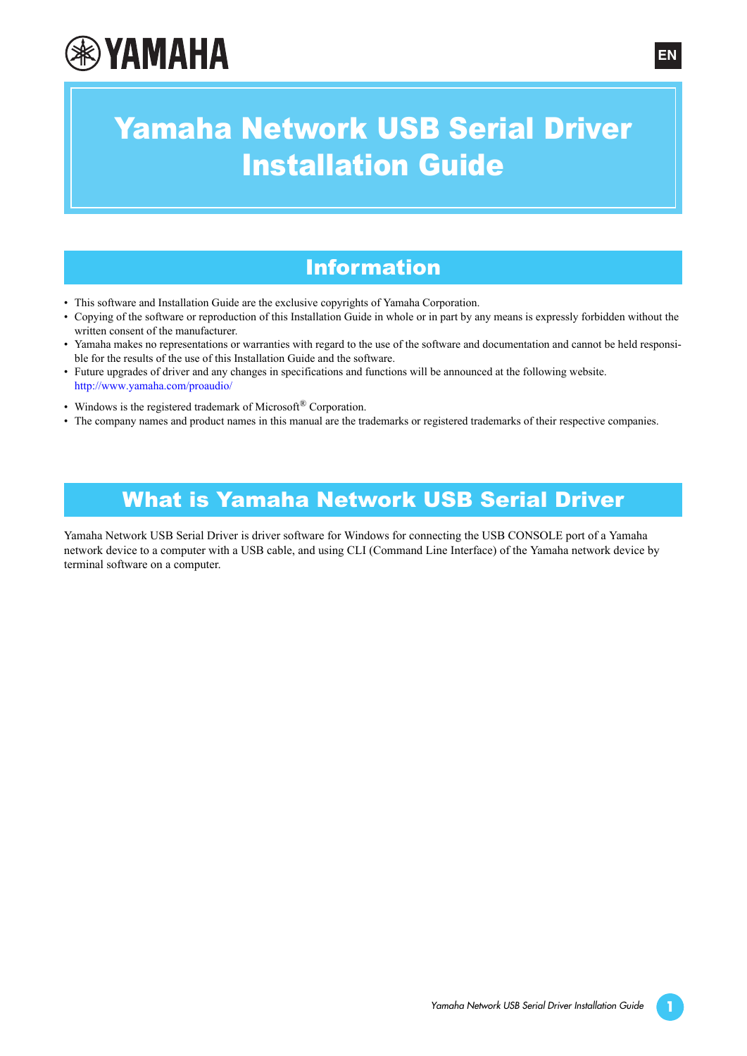# Yamaha Network USB Serial Driver Installation Guide

## Information

- This software and Installation Guide are the exclusive copyrights of Yamaha Corporation.
- Copying of the software or reproduction of this Installation Guide in whole or in part by any means is expressly forbidden without the written consent of the manufacturer.
- Yamaha makes no representations or warranties with regard to the use of the software and documentation and cannot be held responsible for the results of the use of this Installation Guide and the software.
- Future upgrades of driver and any changes in specifications and functions will be announced at the following website.
  http://www.yamaha.com/proaudio/
- Windows is the registered trademark of Microsoft® Corporation.
- The company names and product names in this manual are the trademarks or registered trademarks of their respective companies.

## What is Yamaha Network USB Serial Driver

Yamaha Network USB Serial Driver is driver software for Windows for connecting the USB CONSOLE port of a Yamaha network device to a computer with a USB cable, and using CLI (Command Line Interface) of the Yamaha network device by terminal software on a computer.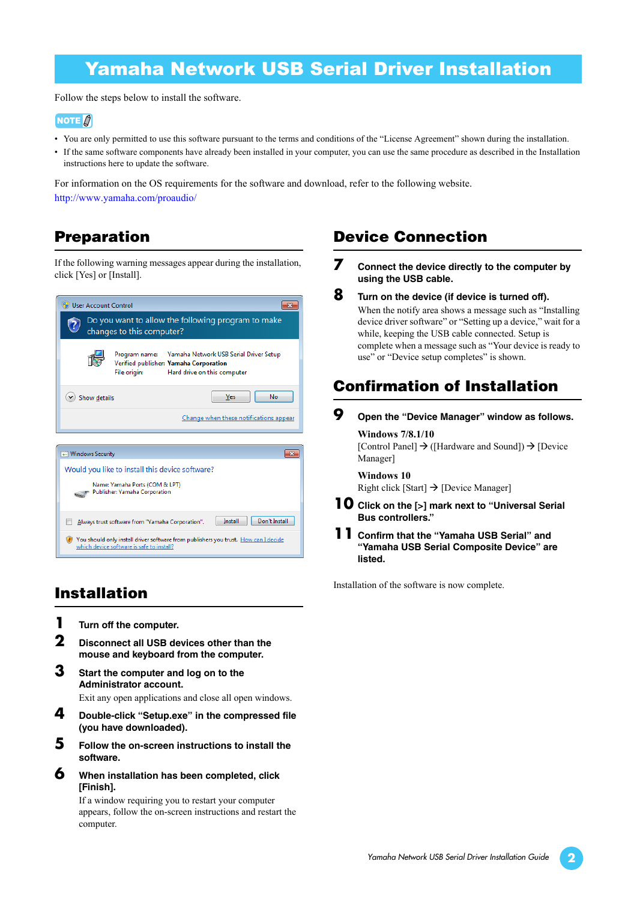# Yamaha Network USB Serial Driver Installation

Follow the steps below to install the software.

NOTE

- You are only permitted to use this software pursuant to the terms and conditions of the "License Agreement" shown during the installation.
- If the same software components have already been installed in your computer, you can use the same procedure as described in the Installation instructions here to update the software.

For information on the OS requirements for the software and download, refer to the following website.
http://www.yamaha.com/proaudio/

## Preparation

If the following warning messages appear during the installation, click [Yes] or [Install].

## Installation

**1** **Turn off the computer.**

**2** **Disconnect all USB devices other than the mouse and keyboard from the computer.**

**3** **Start the computer and log on to the Administrator account.**

Exit any open applications and close all open windows.

**4** **Double-click "Setup.exe" in the compressed file (you have downloaded).**

**5** **Follow the on-screen instructions to install the software.**

**6** **When installation has been completed, click [Finish].**

If a window requiring you to restart your computer appears, follow the on-screen instructions and restart the computer.

## Device Connection

**7** **Connect the device directly to the computer by using the USB cable.**

**8** **Turn on the device (if device is turned off).**

When the notify area shows a message such as "Installing device driver software" or "Setting up a device," wait for a while, keeping the USB cable connected. Setup is complete when a message such as "Your device is ready to use" or "Device setup completes" is shown.

## Confirmation of Installation

**9** **Open the "Device Manager" window as follows.**

**Windows 7/8.1/10**
[Control Panel] → ([Hardware and Sound]) → [Device Manager]

**Windows 10**
Right click [Start] → [Device Manager]

**10** **Click on the [>] mark next to "Universal Serial Bus controllers."**

**11** **Confirm that the "Yamaha USB Serial" and "Yamaha USB Serial Composite Device" are listed.**

Installation of the software is now complete.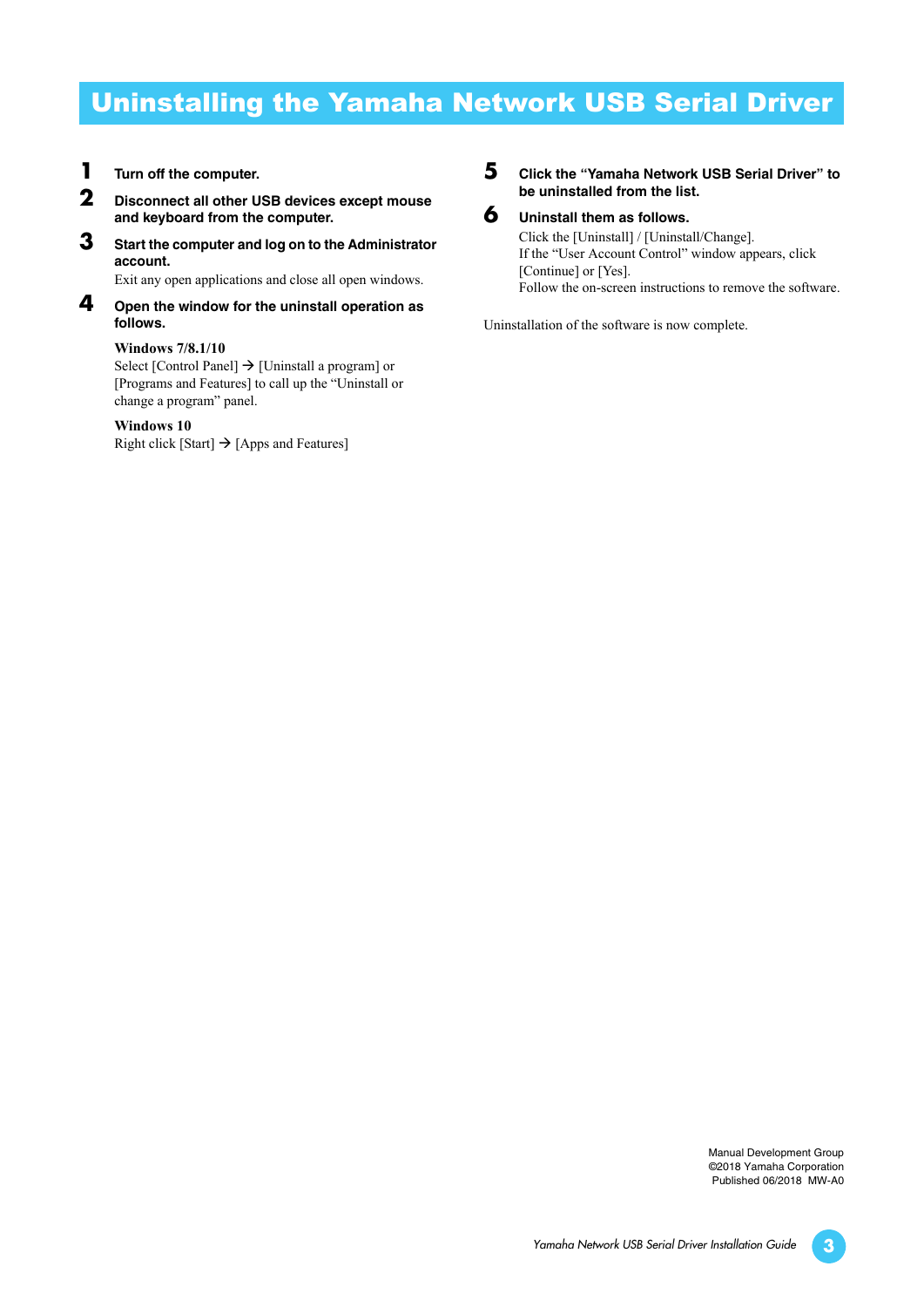# Uninstalling the Yamaha Network USB Serial Driver

1. **Turn off the computer.**
2. **Disconnect all other USB devices except mouse and keyboard from the computer.**
3. **Start the computer and log on to the Administrator account.**

   Exit any open applications and close all open windows.
4. **Open the window for the uninstall operation as follows.**

   **Windows 7/8.1/10**

   Select [Control Panel] → [Uninstall a program] or [Programs and Features] to call up the “Uninstall or change a program” panel.

   **Windows 10**

   Right click [Start] → [Apps and Features]
5. **Click the “Yamaha Network USB Serial Driver” to be uninstalled from the list.**
6. **Uninstall them as follows.**

   Click the [Uninstall] / [Uninstall/Change].
   If the “User Account Control” window appears, click [Continue] or [Yes].
   Follow the on-screen instructions to remove the software.

Uninstallation of the software is now complete.

Manual Development Group
©2018 Yamaha Corporation
Published 06/2018 MW-A0